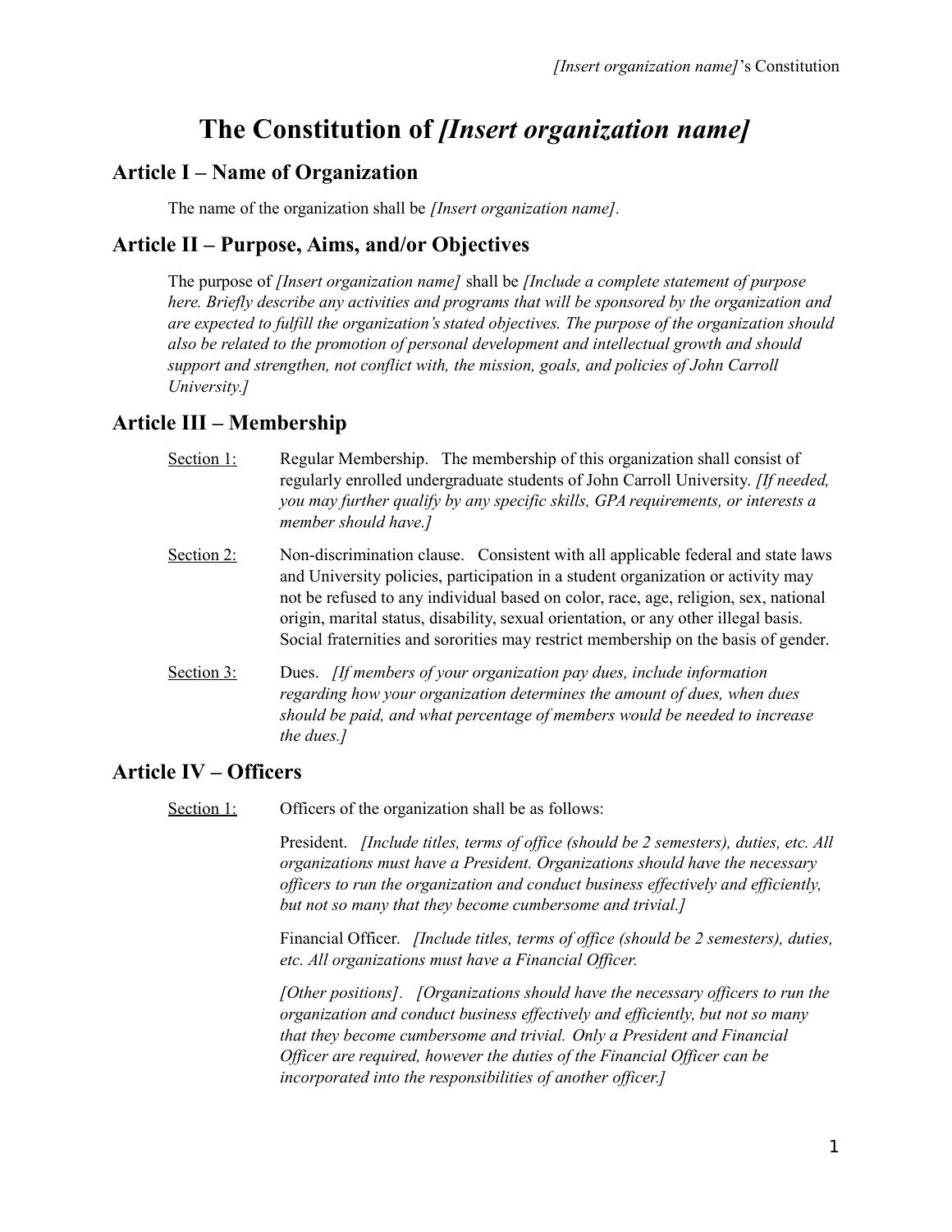# The Constitution of *[Insert organization name]*

## Article I – Name of Organization

The name of the organization shall be *[Insert organization name].*

## Article II – Purpose, Aims, and/or Objectives

The purpose of *[Insert organization name]* shall be *[Include a complete statement of purpose here. Briefly describe any activities and programs that will be sponsored by the organization and are expected to fulfill the organization's stated objectives. The purpose of the organization should also be related to the promotion of personal development and intellectual growth and should support and strengthen, not conflict with, the mission, goals, and policies of John Carroll University.]*

## Article III – Membership

<u>Section 1:</u> Regular Membership. The membership of this organization shall consist of regularly enrolled undergraduate students of John Carroll University. *[If needed, you may further qualify by any specific skills, GPA requirements, or interests a member should have.]*

<u>Section 2:</u> Non-discrimination clause. Consistent with all applicable federal and state laws and University policies, participation in a student organization or activity may not be refused to any individual based on color, race, age, religion, sex, national origin, marital status, disability, sexual orientation, or any other illegal basis. Social fraternities and sororities may restrict membership on the basis of gender.

<u>Section 3:</u> Dues. *[If members of your organization pay dues, include information regarding how your organization determines the amount of dues, when dues should be paid, and what percentage of members would be needed to increase the dues.]*

## Article IV – Officers

<u>Section 1:</u> Officers of the organization shall be as follows:

President. *[Include titles, terms of office (should be 2 semesters), duties, etc. All organizations must have a President. Organizations should have the necessary officers to run the organization and conduct business effectively and efficiently, but not so many that they become cumbersome and trivial.]*

Financial Officer. *[Include titles, terms of office (should be 2 semesters), duties, etc. All organizations must have a Financial Officer.*

*[Other positions]*. *[Organizations should have the necessary officers to run the organization and conduct business effectively and efficiently, but not so many that they become cumbersome and trivial. Only a President and Financial Officer are required, however the duties of the Financial Officer can be incorporated into the responsibilities of another officer.]*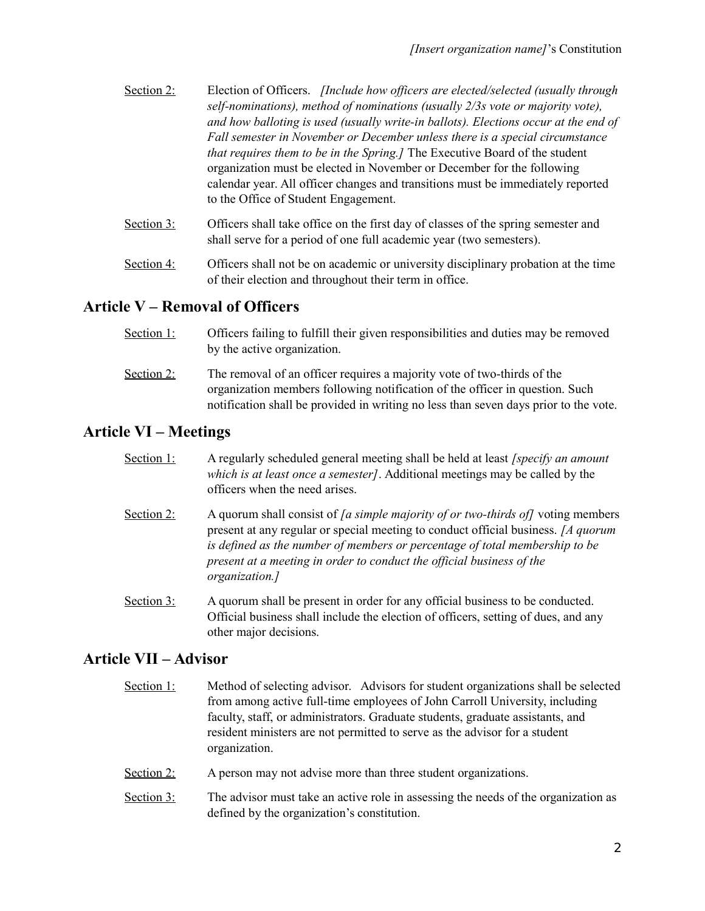Section 2: Election of Officers. *[Include how officers are elected/selected (usually through self-nominations), method of nominations (usually 2/3s vote or majority vote), and how balloting is used (usually write-in ballots). Elections occur at the end of Fall semester in November or December unless there is a special circumstance that requires them to be in the Spring.]* The Executive Board of the student organization must be elected in November or December for the following calendar year. All officer changes and transitions must be immediately reported to the Office of Student Engagement.

Section 3: Officers shall take office on the first day of classes of the spring semester and shall serve for a period of one full academic year (two semesters).

Section 4: Officers shall not be on academic or university disciplinary probation at the time of their election and throughout their term in office.

## Article V – Removal of Officers

Section 1: Officers failing to fulfill their given responsibilities and duties may be removed by the active organization.

Section 2: The removal of an officer requires a majority vote of two-thirds of the organization members following notification of the officer in question. Such notification shall be provided in writing no less than seven days prior to the vote.

## Article VI – Meetings

Section 1: A regularly scheduled general meeting shall be held at least *[specify an amount which is at least once a semester]*. Additional meetings may be called by the officers when the need arises.

Section 2: A quorum shall consist of *[a simple majority of or two-thirds of]* voting members present at any regular or special meeting to conduct official business. *[A quorum is defined as the number of members or percentage of total membership to be present at a meeting in order to conduct the official business of the organization.]*

Section 3: A quorum shall be present in order for any official business to be conducted. Official business shall include the election of officers, setting of dues, and any other major decisions.

## Article VII – Advisor

Section 1: Method of selecting advisor. Advisors for student organizations shall be selected from among active full-time employees of John Carroll University, including faculty, staff, or administrators. Graduate students, graduate assistants, and resident ministers are not permitted to serve as the advisor for a student organization.

Section 2: A person may not advise more than three student organizations.

Section 3: The advisor must take an active role in assessing the needs of the organization as defined by the organization's constitution.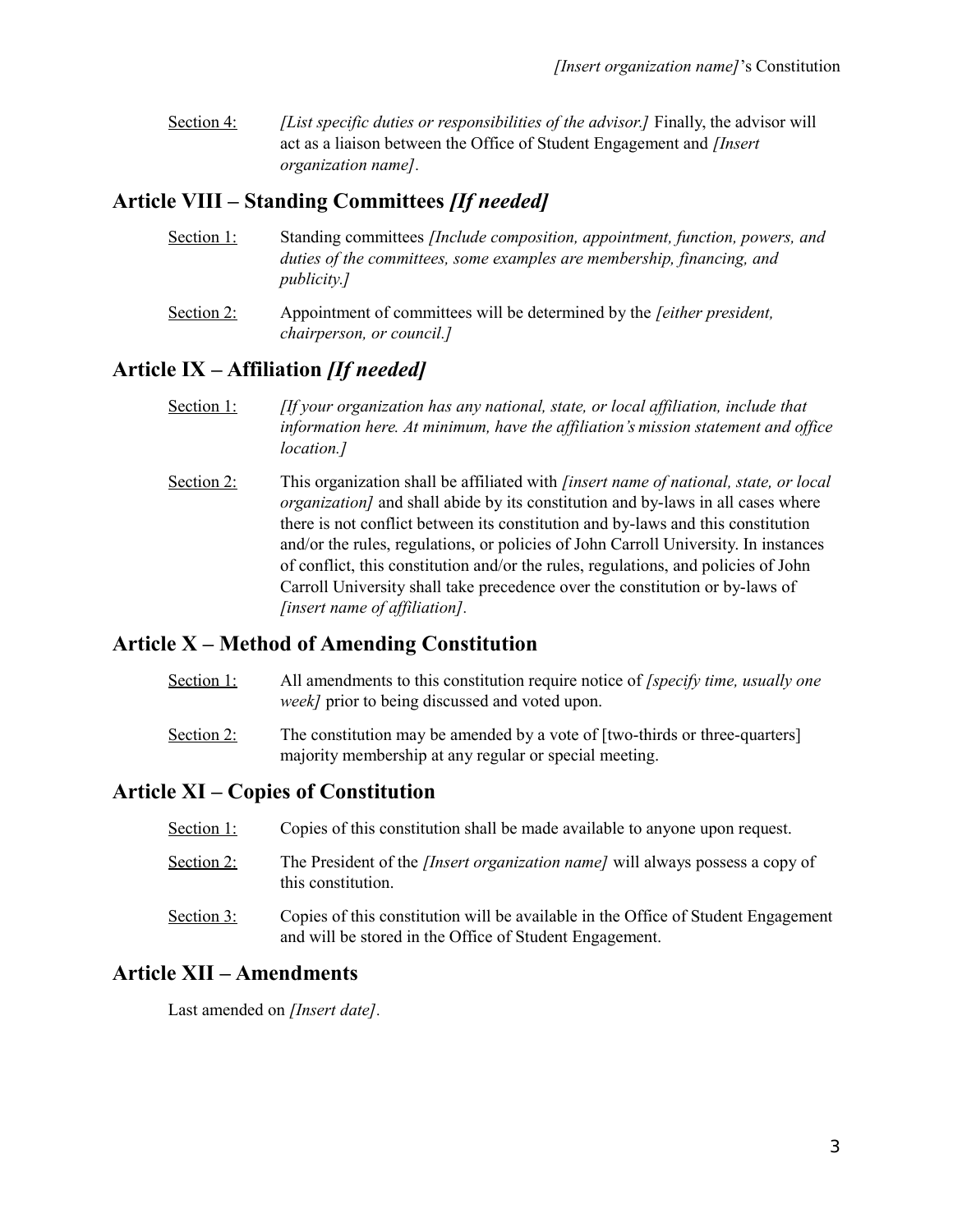Section 4: *[List specific duties or responsibilities of the advisor.]* Finally, the advisor will act as a liaison between the Office of Student Engagement and *[Insert organization name]*.

## Article VIII – Standing Committees *[If needed]*

Section 1: Standing committees *[Include composition, appointment, function, powers, and duties of the committees, some examples are membership, financing, and publicity.]*

Section 2: Appointment of committees will be determined by the *[either president, chairperson, or council.]*

## Article IX – Affiliation *[If needed]*

Section 1: *[If your organization has any national, state, or local affiliation, include that information here. At minimum, have the affiliation's mission statement and office location.]*

Section 2: This organization shall be affiliated with *[insert name of national, state, or local organization]* and shall abide by its constitution and by-laws in all cases where there is not conflict between its constitution and by-laws and this constitution and/or the rules, regulations, or policies of John Carroll University. In instances of conflict, this constitution and/or the rules, regulations, and policies of John Carroll University shall take precedence over the constitution or by-laws of *[insert name of affiliation]*.

## Article X – Method of Amending Constitution

Section 1: All amendments to this constitution require notice of *[specify time, usually one week]* prior to being discussed and voted upon.

Section 2: The constitution may be amended by a vote of [two-thirds or three-quarters] majority membership at any regular or special meeting.

## Article XI – Copies of Constitution

Section 1: Copies of this constitution shall be made available to anyone upon request.

Section 2: The President of the *[Insert organization name]* will always possess a copy of this constitution.

Section 3: Copies of this constitution will be available in the Office of Student Engagement and will be stored in the Office of Student Engagement.

## Article XII – Amendments

Last amended on *[Insert date]*.